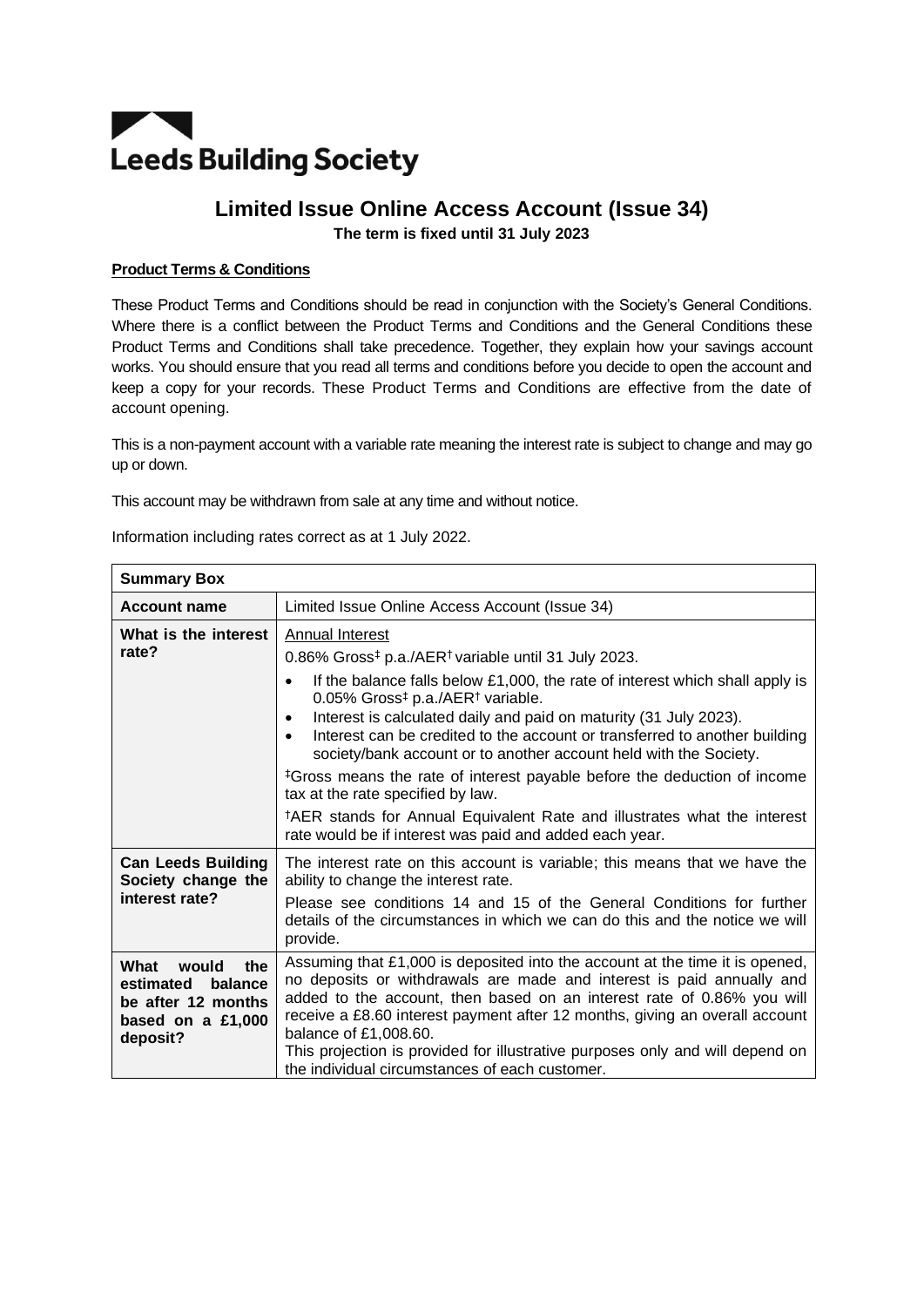Leeds Building Society

# Limited Issue Online Access Account (Issue 34)

**The term is fixed until 31 July 2023**

**Product Terms & Conditions**

These Product Terms and Conditions should be read in conjunction with the Society's General Conditions. Where there is a conflict between the Product Terms and Conditions and the General Conditions these Product Terms and Conditions shall take precedence. Together, they explain how your savings account works. You should ensure that you read all terms and conditions before you decide to open the account and keep a copy for your records. These Product Terms and Conditions are effective from the date of account opening.

This is a non-payment account with a variable rate meaning the interest rate is subject to change and may go up or down.

This account may be withdrawn from sale at any time and without notice.

Information including rates correct as at 1 July 2022.

| **Summary Box** | |
|---|---|
| **Account name** | Limited Issue Online Access Account (Issue 34) |
| **What is the interest rate?** | Annual Interest<br>0.86% Gross‡ p.a./AER† variable until 31 July 2023.<br>• If the balance falls below £1,000, the rate of interest which shall apply is 0.05% Gross‡ p.a./AER† variable.<br>• Interest is calculated daily and paid on maturity (31 July 2023).<br>• Interest can be credited to the account or transferred to another building society/bank account or to another account held with the Society.<br>‡Gross means the rate of interest payable before the deduction of income tax at the rate specified by law.<br>†AER stands for Annual Equivalent Rate and illustrates what the interest rate would be if interest was paid and added each year. |
| **Can Leeds Building Society change the interest rate?** | The interest rate on this account is variable; this means that we have the ability to change the interest rate.<br>Please see conditions 14 and 15 of the General Conditions for further details of the circumstances in which we can do this and the notice we will provide. |
| **What would the estimated balance be after 12 months based on a £1,000 deposit?** | Assuming that £1,000 is deposited into the account at the time it is opened, no deposits or withdrawals are made and interest is paid annually and added to the account, then based on an interest rate of 0.86% you will receive a £8.60 interest payment after 12 months, giving an overall account balance of £1,008.60.<br>This projection is provided for illustrative purposes only and will depend on the individual circumstances of each customer. |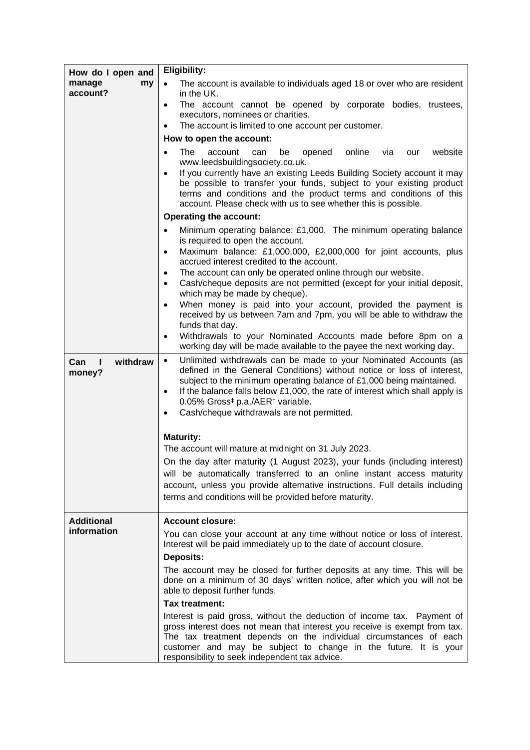| | |
|---|---|
| **How do I open and manage my account?** | **Eligibility:**<br>• The account is available to individuals aged 18 or over who are resident in the UK.<br>• The account cannot be opened by corporate bodies, trustees, executors, nominees or charities.<br>• The account is limited to one account per customer.<br>**How to open the account:**<br>• The account can be opened online via our website www.leedsbuildingsociety.co.uk.<br>• If you currently have an existing Leeds Building Society account it may be possible to transfer your funds, subject to your existing product terms and conditions and the product terms and conditions of this account. Please check with us to see whether this is possible.<br>**Operating the account:**<br>• Minimum operating balance: £1,000. The minimum operating balance is required to open the account.<br>• Maximum balance: £1,000,000, £2,000,000 for joint accounts, plus accrued interest credited to the account.<br>• The account can only be operated online through our website.<br>• Cash/cheque deposits are not permitted (except for your initial deposit, which may be made by cheque).<br>• When money is paid into your account, provided the payment is received by us between 7am and 7pm, you will be able to withdraw the funds that day.<br>• Withdrawals to your Nominated Accounts made before 8pm on a working day will be made available to the payee the next working day. |
| **Can I withdraw money?** | • Unlimited withdrawals can be made to your Nominated Accounts (as defined in the General Conditions) without notice or loss of interest, subject to the minimum operating balance of £1,000 being maintained.<br>• If the balance falls below £1,000, the rate of interest which shall apply is 0.05% Gross‡ p.a./AER† variable.<br>• Cash/cheque withdrawals are not permitted.<br><br>**Maturity:**<br>The account will mature at midnight on 31 July 2023.<br>On the day after maturity (1 August 2023), your funds (including interest) will be automatically transferred to an online instant access maturity account, unless you provide alternative instructions. Full details including terms and conditions will be provided before maturity. |
| **Additional information** | **Account closure:**<br>You can close your account at any time without notice or loss of interest. Interest will be paid immediately up to the date of account closure.<br>**Deposits:**<br>The account may be closed for further deposits at any time. This will be done on a minimum of 30 days' written notice, after which you will not be able to deposit further funds.<br>**Tax treatment:**<br>Interest is paid gross, without the deduction of income tax. Payment of gross interest does not mean that interest you receive is exempt from tax. The tax treatment depends on the individual circumstances of each customer and may be subject to change in the future. It is your responsibility to seek independent tax advice. |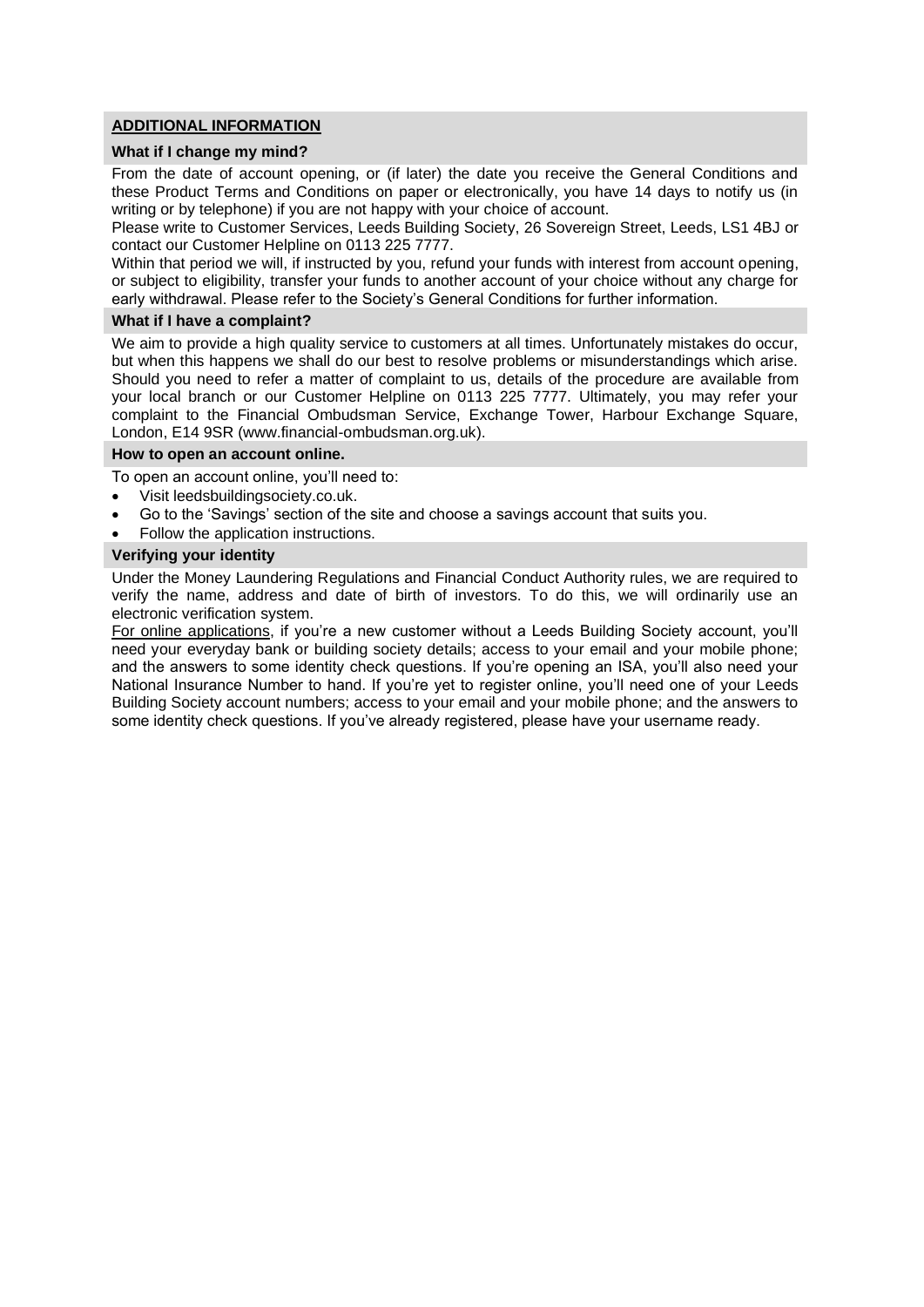## ADDITIONAL INFORMATION

### What if I change my mind?

From the date of account opening, or (if later) the date you receive the General Conditions and these Product Terms and Conditions on paper or electronically, you have 14 days to notify us (in writing or by telephone) if you are not happy with your choice of account.

Please write to Customer Services, Leeds Building Society, 26 Sovereign Street, Leeds, LS1 4BJ or contact our Customer Helpline on 0113 225 7777.

Within that period we will, if instructed by you, refund your funds with interest from account opening, or subject to eligibility, transfer your funds to another account of your choice without any charge for early withdrawal. Please refer to the Society's General Conditions for further information.

### What if I have a complaint?

We aim to provide a high quality service to customers at all times. Unfortunately mistakes do occur, but when this happens we shall do our best to resolve problems or misunderstandings which arise. Should you need to refer a matter of complaint to us, details of the procedure are available from your local branch or our Customer Helpline on 0113 225 7777. Ultimately, you may refer your complaint to the Financial Ombudsman Service, Exchange Tower, Harbour Exchange Square, London, E14 9SR (www.financial-ombudsman.org.uk).

### How to open an account online.

To open an account online, you'll need to:

- Visit leedsbuildingsociety.co.uk.
- Go to the 'Savings' section of the site and choose a savings account that suits you.
- Follow the application instructions.

### Verifying your identity

Under the Money Laundering Regulations and Financial Conduct Authority rules, we are required to verify the name, address and date of birth of investors. To do this, we will ordinarily use an electronic verification system.

For online applications, if you're a new customer without a Leeds Building Society account, you'll need your everyday bank or building society details; access to your email and your mobile phone; and the answers to some identity check questions. If you're opening an ISA, you'll also need your National Insurance Number to hand. If you're yet to register online, you'll need one of your Leeds Building Society account numbers; access to your email and your mobile phone; and the answers to some identity check questions. If you've already registered, please have your username ready.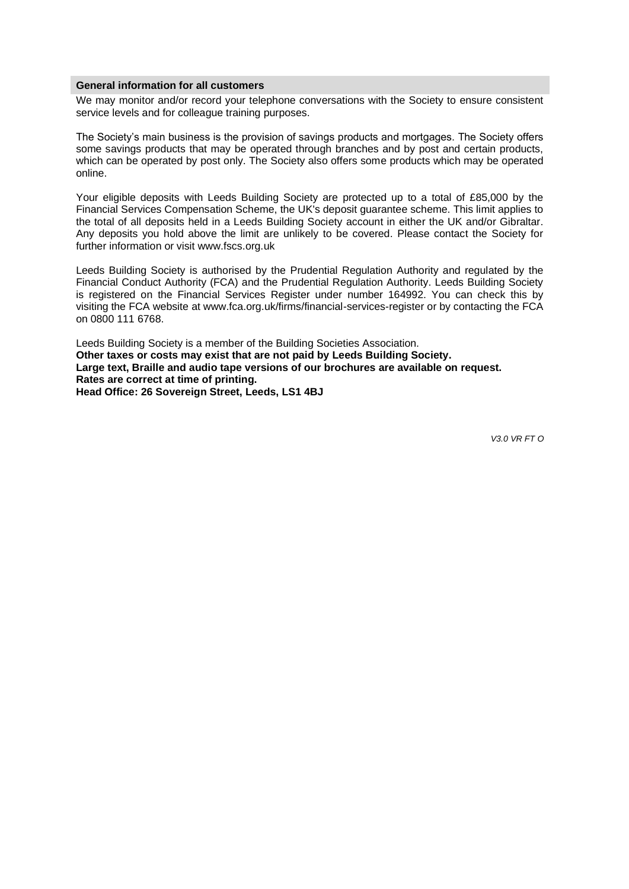## General information for all customers

We may monitor and/or record your telephone conversations with the Society to ensure consistent service levels and for colleague training purposes.

The Society's main business is the provision of savings products and mortgages. The Society offers some savings products that may be operated through branches and by post and certain products, which can be operated by post only. The Society also offers some products which may be operated online.

Your eligible deposits with Leeds Building Society are protected up to a total of £85,000 by the Financial Services Compensation Scheme, the UK's deposit guarantee scheme. This limit applies to the total of all deposits held in a Leeds Building Society account in either the UK and/or Gibraltar. Any deposits you hold above the limit are unlikely to be covered. Please contact the Society for further information or visit www.fscs.org.uk

Leeds Building Society is authorised by the Prudential Regulation Authority and regulated by the Financial Conduct Authority (FCA) and the Prudential Regulation Authority. Leeds Building Society is registered on the Financial Services Register under number 164992. You can check this by visiting the FCA website at www.fca.org.uk/firms/financial-services-register or by contacting the FCA on 0800 111 6768.

Leeds Building Society is a member of the Building Societies Association.
**Other taxes or costs may exist that are not paid by Leeds Building Society.**
**Large text, Braille and audio tape versions of our brochures are available on request.**
**Rates are correct at time of printing.**
**Head Office: 26 Sovereign Street, Leeds, LS1 4BJ**

*V3.0 VR FT O*